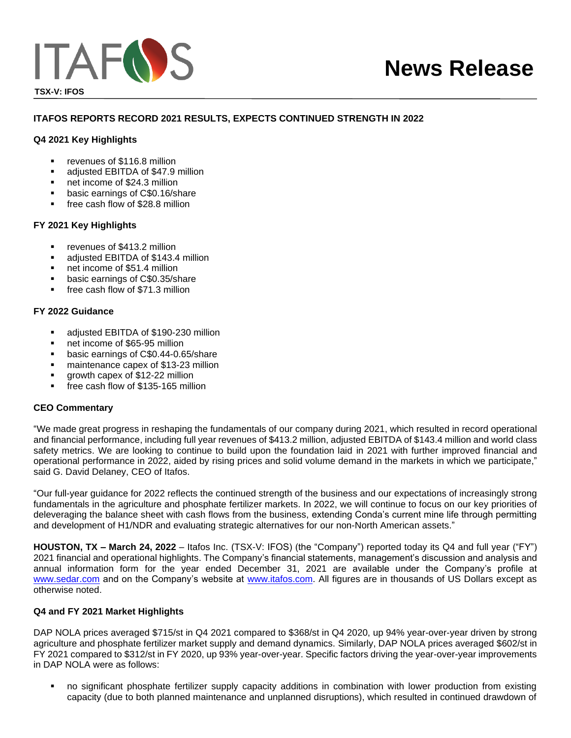ITAFOS

TSX-V: IFOS

# News Release

## ITAFOS REPORTS RECORD 2021 RESULTS, EXPECTS CONTINUED STRENGTH IN 2022

### Q4 2021 Key Highlights

- revenues of $116.8 million
- adjusted EBITDA of $47.9 million
- net income of $24.3 million
- basic earnings of C$0.16/share
- free cash flow of $28.8 million

### FY 2021 Key Highlights

- revenues of $413.2 million
- adjusted EBITDA of $143.4 million
- net income of $51.4 million
- basic earnings of C$0.35/share
- free cash flow of $71.3 million

### FY 2022 Guidance

- adjusted EBITDA of $190-230 million
- net income of $65-95 million
- basic earnings of C$0.44-0.65/share
- maintenance capex of $13-23 million
- growth capex of $12-22 million
- free cash flow of $135-165 million

### CEO Commentary

"We made great progress in reshaping the fundamentals of our company during 2021, which resulted in record operational and financial performance, including full year revenues of $413.2 million, adjusted EBITDA of $143.4 million and world class safety metrics. We are looking to continue to build upon the foundation laid in 2021 with further improved financial and operational performance in 2022, aided by rising prices and solid volume demand in the markets in which we participate," said G. David Delaney, CEO of Itafos.

"Our full-year guidance for 2022 reflects the continued strength of the business and our expectations of increasingly strong fundamentals in the agriculture and phosphate fertilizer markets. In 2022, we will continue to focus on our key priorities of deleveraging the balance sheet with cash flows from the business, extending Conda's current mine life through permitting and development of H1/NDR and evaluating strategic alternatives for our non-North American assets."

**HOUSTON, TX – March 24, 2022** – Itafos Inc. (TSX-V: IFOS) (the "Company") reported today its Q4 and full year ("FY") 2021 financial and operational highlights. The Company's financial statements, management's discussion and analysis and annual information form for the year ended December 31, 2021 are available under the Company's profile at www.sedar.com and on the Company's website at www.itafos.com. All figures are in thousands of US Dollars except as otherwise noted.

### Q4 and FY 2021 Market Highlights

DAP NOLA prices averaged $715/st in Q4 2021 compared to $368/st in Q4 2020, up 94% year-over-year driven by strong agriculture and phosphate fertilizer market supply and demand dynamics. Similarly, DAP NOLA prices averaged $602/st in FY 2021 compared to $312/st in FY 2020, up 93% year-over-year. Specific factors driving the year-over-year improvements in DAP NOLA were as follows:

- no significant phosphate fertilizer supply capacity additions in combination with lower production from existing capacity (due to both planned maintenance and unplanned disruptions), which resulted in continued drawdown of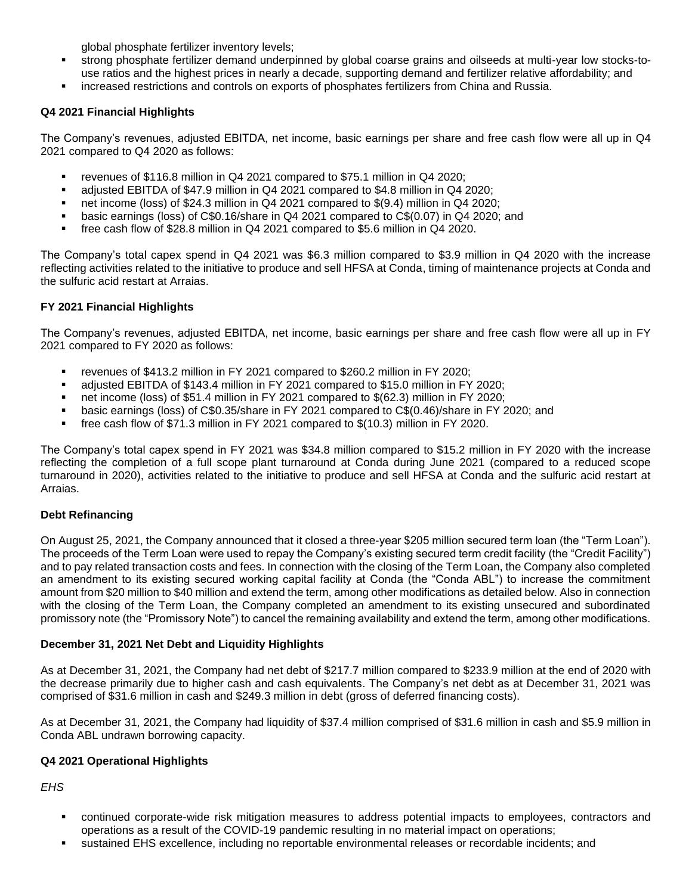global phosphate fertilizer inventory levels;

- strong phosphate fertilizer demand underpinned by global coarse grains and oilseeds at multi-year low stocks-to-use ratios and the highest prices in nearly a decade, supporting demand and fertilizer relative affordability; and
- increased restrictions and controls on exports of phosphates fertilizers from China and Russia.

**Q4 2021 Financial Highlights**

The Company's revenues, adjusted EBITDA, net income, basic earnings per share and free cash flow were all up in Q4 2021 compared to Q4 2020 as follows:

- revenues of $116.8 million in Q4 2021 compared to $75.1 million in Q4 2020;
- adjusted EBITDA of $47.9 million in Q4 2021 compared to $4.8 million in Q4 2020;
- net income (loss) of $24.3 million in Q4 2021 compared to $(9.4) million in Q4 2020;
- basic earnings (loss) of C$0.16/share in Q4 2021 compared to C$(0.07) in Q4 2020; and
- free cash flow of $28.8 million in Q4 2021 compared to $5.6 million in Q4 2020.

The Company's total capex spend in Q4 2021 was $6.3 million compared to $3.9 million in Q4 2020 with the increase reflecting activities related to the initiative to produce and sell HFSA at Conda, timing of maintenance projects at Conda and the sulfuric acid restart at Arraias.

**FY 2021 Financial Highlights**

The Company's revenues, adjusted EBITDA, net income, basic earnings per share and free cash flow were all up in FY 2021 compared to FY 2020 as follows:

- revenues of $413.2 million in FY 2021 compared to $260.2 million in FY 2020;
- adjusted EBITDA of $143.4 million in FY 2021 compared to $15.0 million in FY 2020;
- net income (loss) of $51.4 million in FY 2021 compared to $(62.3) million in FY 2020;
- basic earnings (loss) of C$0.35/share in FY 2021 compared to C$(0.46)/share in FY 2020; and
- free cash flow of $71.3 million in FY 2021 compared to $(10.3) million in FY 2020.

The Company's total capex spend in FY 2021 was $34.8 million compared to $15.2 million in FY 2020 with the increase reflecting the completion of a full scope plant turnaround at Conda during June 2021 (compared to a reduced scope turnaround in 2020), activities related to the initiative to produce and sell HFSA at Conda and the sulfuric acid restart at Arraias.

**Debt Refinancing**

On August 25, 2021, the Company announced that it closed a three-year $205 million secured term loan (the "Term Loan"). The proceeds of the Term Loan were used to repay the Company's existing secured term credit facility (the "Credit Facility") and to pay related transaction costs and fees. In connection with the closing of the Term Loan, the Company also completed an amendment to its existing secured working capital facility at Conda (the "Conda ABL") to increase the commitment amount from $20 million to $40 million and extend the term, among other modifications as detailed below. Also in connection with the closing of the Term Loan, the Company completed an amendment to its existing unsecured and subordinated promissory note (the "Promissory Note") to cancel the remaining availability and extend the term, among other modifications.

**December 31, 2021 Net Debt and Liquidity Highlights**

As at December 31, 2021, the Company had net debt of $217.7 million compared to $233.9 million at the end of 2020 with the decrease primarily due to higher cash and cash equivalents. The Company's net debt as at December 31, 2021 was comprised of $31.6 million in cash and $249.3 million in debt (gross of deferred financing costs).

As at December 31, 2021, the Company had liquidity of $37.4 million comprised of $31.6 million in cash and $5.9 million in Conda ABL undrawn borrowing capacity.

**Q4 2021 Operational Highlights**

*EHS*

- continued corporate-wide risk mitigation measures to address potential impacts to employees, contractors and operations as a result of the COVID-19 pandemic resulting in no material impact on operations;
- sustained EHS excellence, including no reportable environmental releases or recordable incidents; and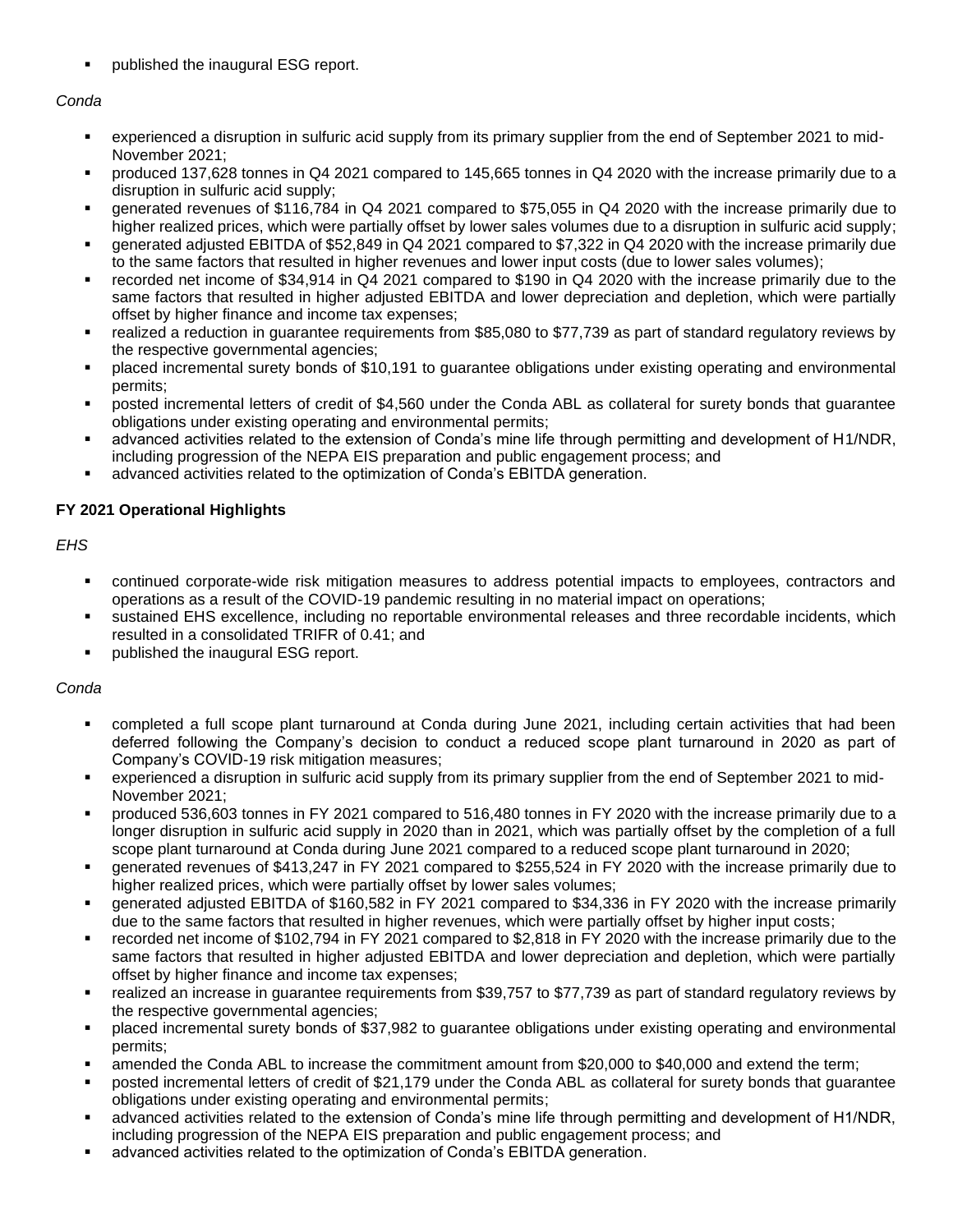- published the inaugural ESG report.

*Conda*

- experienced a disruption in sulfuric acid supply from its primary supplier from the end of September 2021 to mid-November 2021;
- produced 137,628 tonnes in Q4 2021 compared to 145,665 tonnes in Q4 2020 with the increase primarily due to a disruption in sulfuric acid supply;
- generated revenues of $116,784 in Q4 2021 compared to $75,055 in Q4 2020 with the increase primarily due to higher realized prices, which were partially offset by lower sales volumes due to a disruption in sulfuric acid supply;
- generated adjusted EBITDA of $52,849 in Q4 2021 compared to $7,322 in Q4 2020 with the increase primarily due to the same factors that resulted in higher revenues and lower input costs (due to lower sales volumes);
- recorded net income of $34,914 in Q4 2021 compared to $190 in Q4 2020 with the increase primarily due to the same factors that resulted in higher adjusted EBITDA and lower depreciation and depletion, which were partially offset by higher finance and income tax expenses;
- realized a reduction in guarantee requirements from $85,080 to $77,739 as part of standard regulatory reviews by the respective governmental agencies;
- placed incremental surety bonds of $10,191 to guarantee obligations under existing operating and environmental permits;
- posted incremental letters of credit of $4,560 under the Conda ABL as collateral for surety bonds that guarantee obligations under existing operating and environmental permits;
- advanced activities related to the extension of Conda's mine life through permitting and development of H1/NDR, including progression of the NEPA EIS preparation and public engagement process; and
- advanced activities related to the optimization of Conda's EBITDA generation.

**FY 2021 Operational Highlights**

*EHS*

- continued corporate-wide risk mitigation measures to address potential impacts to employees, contractors and operations as a result of the COVID-19 pandemic resulting in no material impact on operations;
- sustained EHS excellence, including no reportable environmental releases and three recordable incidents, which resulted in a consolidated TRIFR of 0.41; and
- published the inaugural ESG report.

*Conda*

- completed a full scope plant turnaround at Conda during June 2021, including certain activities that had been deferred following the Company's decision to conduct a reduced scope plant turnaround in 2020 as part of Company's COVID-19 risk mitigation measures;
- experienced a disruption in sulfuric acid supply from its primary supplier from the end of September 2021 to mid-November 2021;
- produced 536,603 tonnes in FY 2021 compared to 516,480 tonnes in FY 2020 with the increase primarily due to a longer disruption in sulfuric acid supply in 2020 than in 2021, which was partially offset by the completion of a full scope plant turnaround at Conda during June 2021 compared to a reduced scope plant turnaround in 2020;
- generated revenues of $413,247 in FY 2021 compared to $255,524 in FY 2020 with the increase primarily due to higher realized prices, which were partially offset by lower sales volumes;
- generated adjusted EBITDA of $160,582 in FY 2021 compared to $34,336 in FY 2020 with the increase primarily due to the same factors that resulted in higher revenues, which were partially offset by higher input costs;
- recorded net income of $102,794 in FY 2021 compared to $2,818 in FY 2020 with the increase primarily due to the same factors that resulted in higher adjusted EBITDA and lower depreciation and depletion, which were partially offset by higher finance and income tax expenses;
- realized an increase in guarantee requirements from $39,757 to $77,739 as part of standard regulatory reviews by the respective governmental agencies;
- placed incremental surety bonds of $37,982 to guarantee obligations under existing operating and environmental permits;
- amended the Conda ABL to increase the commitment amount from $20,000 to $40,000 and extend the term;
- posted incremental letters of credit of $21,179 under the Conda ABL as collateral for surety bonds that guarantee obligations under existing operating and environmental permits;
- advanced activities related to the extension of Conda's mine life through permitting and development of H1/NDR, including progression of the NEPA EIS preparation and public engagement process; and
- advanced activities related to the optimization of Conda's EBITDA generation.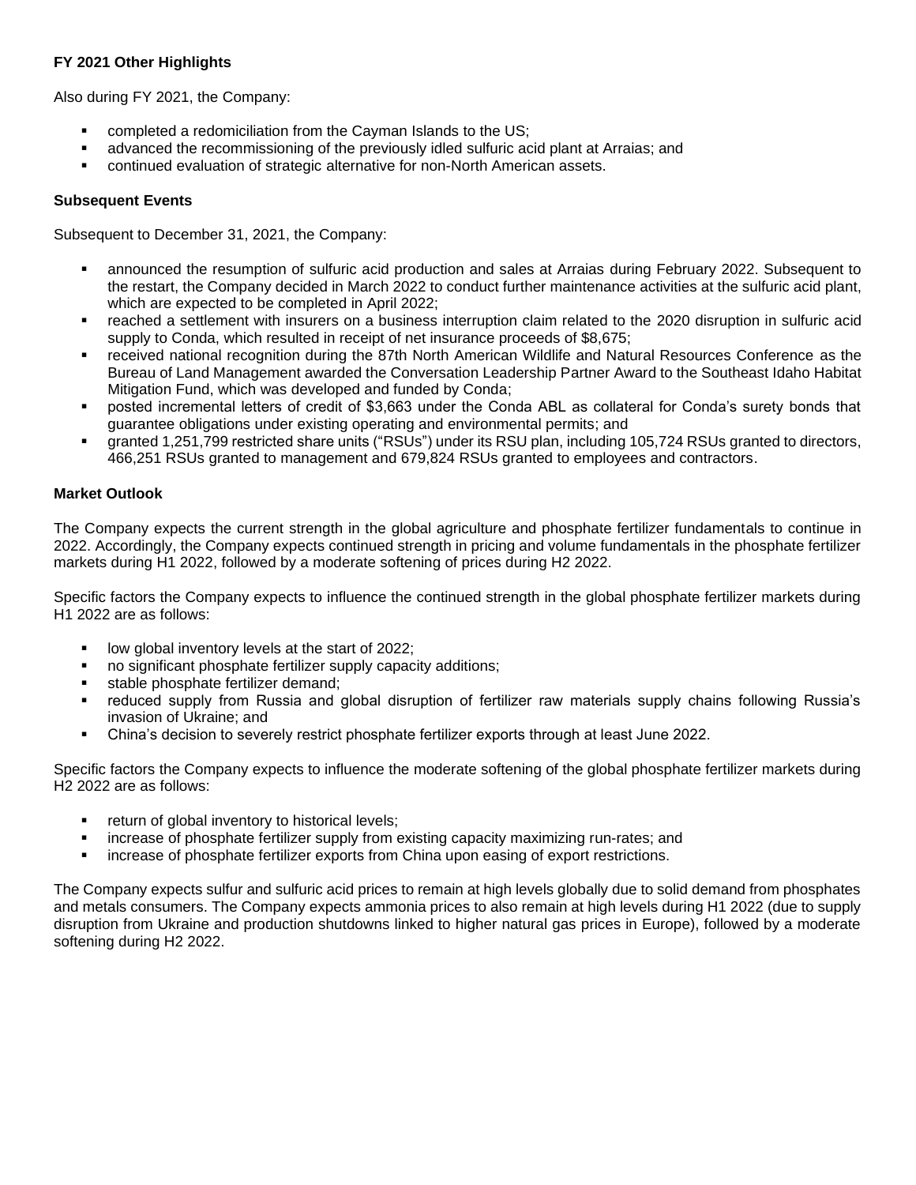**FY 2021 Other Highlights**

Also during FY 2021, the Company:

- completed a redomiciliation from the Cayman Islands to the US;
- advanced the recommissioning of the previously idled sulfuric acid plant at Arraias; and
- continued evaluation of strategic alternative for non-North American assets.

**Subsequent Events**

Subsequent to December 31, 2021, the Company:

- announced the resumption of sulfuric acid production and sales at Arraias during February 2022. Subsequent to the restart, the Company decided in March 2022 to conduct further maintenance activities at the sulfuric acid plant, which are expected to be completed in April 2022;
- reached a settlement with insurers on a business interruption claim related to the 2020 disruption in sulfuric acid supply to Conda, which resulted in receipt of net insurance proceeds of $8,675;
- received national recognition during the 87th North American Wildlife and Natural Resources Conference as the Bureau of Land Management awarded the Conversation Leadership Partner Award to the Southeast Idaho Habitat Mitigation Fund, which was developed and funded by Conda;
- posted incremental letters of credit of $3,663 under the Conda ABL as collateral for Conda's surety bonds that guarantee obligations under existing operating and environmental permits; and
- granted 1,251,799 restricted share units ("RSUs") under its RSU plan, including 105,724 RSUs granted to directors, 466,251 RSUs granted to management and 679,824 RSUs granted to employees and contractors.

**Market Outlook**

The Company expects the current strength in the global agriculture and phosphate fertilizer fundamentals to continue in 2022. Accordingly, the Company expects continued strength in pricing and volume fundamentals in the phosphate fertilizer markets during H1 2022, followed by a moderate softening of prices during H2 2022.

Specific factors the Company expects to influence the continued strength in the global phosphate fertilizer markets during H1 2022 are as follows:

- low global inventory levels at the start of 2022;
- no significant phosphate fertilizer supply capacity additions;
- stable phosphate fertilizer demand;
- reduced supply from Russia and global disruption of fertilizer raw materials supply chains following Russia's invasion of Ukraine; and
- China's decision to severely restrict phosphate fertilizer exports through at least June 2022.

Specific factors the Company expects to influence the moderate softening of the global phosphate fertilizer markets during H2 2022 are as follows:

- return of global inventory to historical levels;
- increase of phosphate fertilizer supply from existing capacity maximizing run-rates; and
- increase of phosphate fertilizer exports from China upon easing of export restrictions.

The Company expects sulfur and sulfuric acid prices to remain at high levels globally due to solid demand from phosphates and metals consumers. The Company expects ammonia prices to also remain at high levels during H1 2022 (due to supply disruption from Ukraine and production shutdowns linked to higher natural gas prices in Europe), followed by a moderate softening during H2 2022.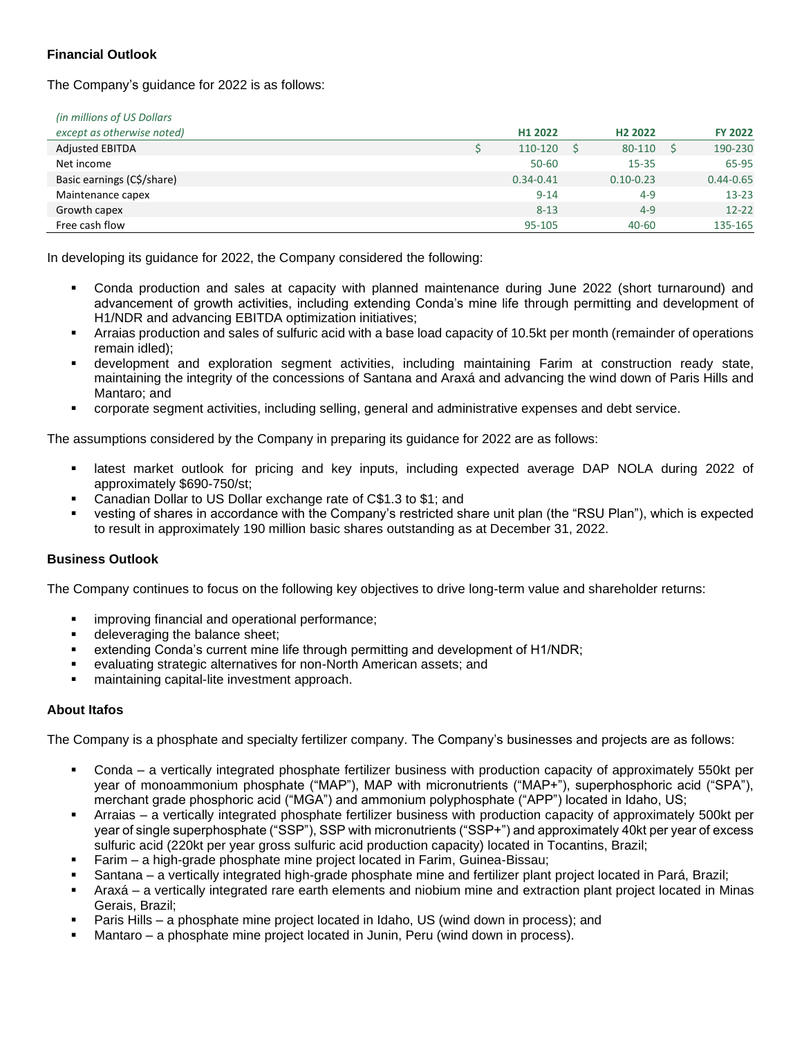**Financial Outlook**

The Company's guidance for 2022 is as follows:

| *(in millions of US Dollars except as otherwise noted)* | H1 2022 | H2 2022 | FY 2022 |
|---|---|---|---|
| Adjusted EBITDA | $ 110-120 | $ 80-110 | $ 190-230 |
| Net income | 50-60 | 15-35 | 65-95 |
| Basic earnings (C$/share) | 0.34-0.41 | 0.10-0.23 | 0.44-0.65 |
| Maintenance capex | 9-14 | 4-9 | 13-23 |
| Growth capex | 8-13 | 4-9 | 12-22 |
| Free cash flow | 95-105 | 40-60 | 135-165 |

In developing its guidance for 2022, the Company considered the following:

- Conda production and sales at capacity with planned maintenance during June 2022 (short turnaround) and advancement of growth activities, including extending Conda's mine life through permitting and development of H1/NDR and advancing EBITDA optimization initiatives;
- Arraias production and sales of sulfuric acid with a base load capacity of 10.5kt per month (remainder of operations remain idled);
- development and exploration segment activities, including maintaining Farim at construction ready state, maintaining the integrity of the concessions of Santana and Araxá and advancing the wind down of Paris Hills and Mantaro; and
- corporate segment activities, including selling, general and administrative expenses and debt service.

The assumptions considered by the Company in preparing its guidance for 2022 are as follows:

- latest market outlook for pricing and key inputs, including expected average DAP NOLA during 2022 of approximately $690-750/st;
- Canadian Dollar to US Dollar exchange rate of C$1.3 to $1; and
- vesting of shares in accordance with the Company's restricted share unit plan (the "RSU Plan"), which is expected to result in approximately 190 million basic shares outstanding as at December 31, 2022.

**Business Outlook**

The Company continues to focus on the following key objectives to drive long-term value and shareholder returns:

- improving financial and operational performance;
- deleveraging the balance sheet;
- extending Conda's current mine life through permitting and development of H1/NDR;
- evaluating strategic alternatives for non-North American assets; and
- maintaining capital-lite investment approach.

**About Itafos**

The Company is a phosphate and specialty fertilizer company. The Company's businesses and projects are as follows:

- Conda – a vertically integrated phosphate fertilizer business with production capacity of approximately 550kt per year of monoammonium phosphate ("MAP"), MAP with micronutrients ("MAP+"), superphosphoric acid ("SPA"), merchant grade phosphoric acid ("MGA") and ammonium polyphosphate ("APP") located in Idaho, US;
- Arraias – a vertically integrated phosphate fertilizer business with production capacity of approximately 500kt per year of single superphosphate ("SSP"), SSP with micronutrients ("SSP+") and approximately 40kt per year of excess sulfuric acid (220kt per year gross sulfuric acid production capacity) located in Tocantins, Brazil;
- Farim – a high-grade phosphate mine project located in Farim, Guinea-Bissau;
- Santana – a vertically integrated high-grade phosphate mine and fertilizer plant project located in Pará, Brazil;
- Araxá – a vertically integrated rare earth elements and niobium mine and extraction plant project located in Minas Gerais, Brazil;
- Paris Hills – a phosphate mine project located in Idaho, US (wind down in process); and
- Mantaro – a phosphate mine project located in Junin, Peru (wind down in process).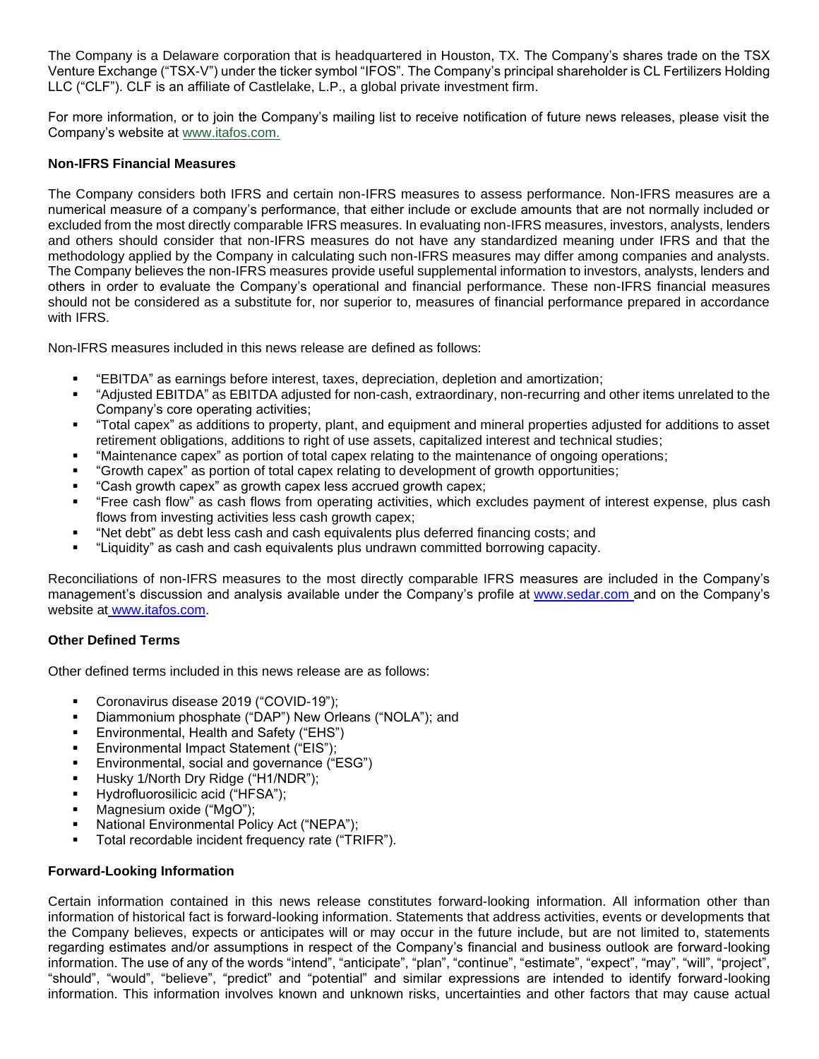The Company is a Delaware corporation that is headquartered in Houston, TX. The Company's shares trade on the TSX Venture Exchange ("TSX-V") under the ticker symbol "IFOS". The Company's principal shareholder is CL Fertilizers Holding LLC ("CLF"). CLF is an affiliate of Castlelake, L.P., a global private investment firm.

For more information, or to join the Company's mailing list to receive notification of future news releases, please visit the Company's website at www.itafos.com.

**Non-IFRS Financial Measures**

The Company considers both IFRS and certain non-IFRS measures to assess performance. Non-IFRS measures are a numerical measure of a company's performance, that either include or exclude amounts that are not normally included or excluded from the most directly comparable IFRS measures. In evaluating non-IFRS measures, investors, analysts, lenders and others should consider that non-IFRS measures do not have any standardized meaning under IFRS and that the methodology applied by the Company in calculating such non-IFRS measures may differ among companies and analysts. The Company believes the non-IFRS measures provide useful supplemental information to investors, analysts, lenders and others in order to evaluate the Company's operational and financial performance. These non-IFRS financial measures should not be considered as a substitute for, nor superior to, measures of financial performance prepared in accordance with IFRS.

Non-IFRS measures included in this news release are defined as follows:

- "EBITDA" as earnings before interest, taxes, depreciation, depletion and amortization;
- "Adjusted EBITDA" as EBITDA adjusted for non-cash, extraordinary, non-recurring and other items unrelated to the Company's core operating activities;
- "Total capex" as additions to property, plant, and equipment and mineral properties adjusted for additions to asset retirement obligations, additions to right of use assets, capitalized interest and technical studies;
- "Maintenance capex" as portion of total capex relating to the maintenance of ongoing operations;
- "Growth capex" as portion of total capex relating to development of growth opportunities;
- "Cash growth capex" as growth capex less accrued growth capex;
- "Free cash flow" as cash flows from operating activities, which excludes payment of interest expense, plus cash flows from investing activities less cash growth capex;
- "Net debt" as debt less cash and cash equivalents plus deferred financing costs; and
- "Liquidity" as cash and cash equivalents plus undrawn committed borrowing capacity.

Reconciliations of non-IFRS measures to the most directly comparable IFRS measures are included in the Company's management's discussion and analysis available under the Company's profile at www.sedar.com and on the Company's website at www.itafos.com.

**Other Defined Terms**

Other defined terms included in this news release are as follows:

- Coronavirus disease 2019 ("COVID-19");
- Diammonium phosphate ("DAP") New Orleans ("NOLA"); and
- Environmental, Health and Safety ("EHS")
- Environmental Impact Statement ("EIS");
- Environmental, social and governance ("ESG")
- Husky 1/North Dry Ridge ("H1/NDR");
- Hydrofluorosilicic acid ("HFSA");
- Magnesium oxide ("MgO");
- National Environmental Policy Act ("NEPA");
- Total recordable incident frequency rate ("TRIFR").

**Forward-Looking Information**

Certain information contained in this news release constitutes forward-looking information. All information other than information of historical fact is forward-looking information. Statements that address activities, events or developments that the Company believes, expects or anticipates will or may occur in the future include, but are not limited to, statements regarding estimates and/or assumptions in respect of the Company's financial and business outlook are forward-looking information. The use of any of the words "intend", "anticipate", "plan", "continue", "estimate", "expect", "may", "will", "project", "should", "would", "believe", "predict" and "potential" and similar expressions are intended to identify forward-looking information. This information involves known and unknown risks, uncertainties and other factors that may cause actual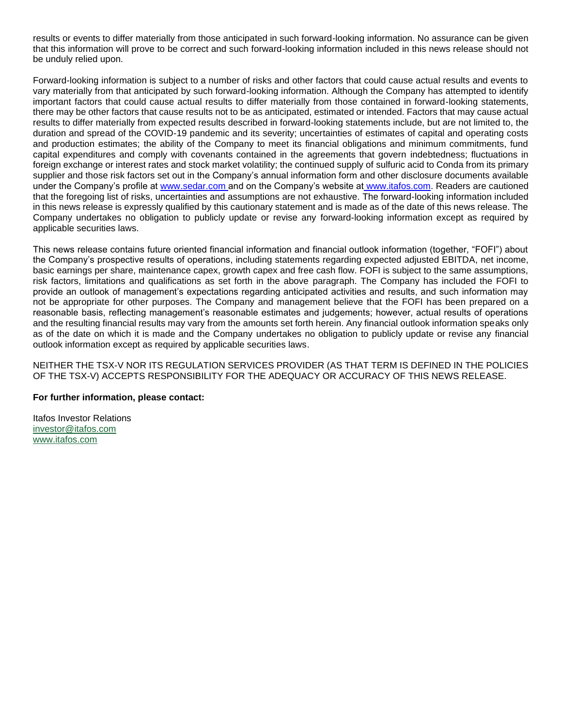results or events to differ materially from those anticipated in such forward-looking information. No assurance can be given that this information will prove to be correct and such forward-looking information included in this news release should not be unduly relied upon.

Forward-looking information is subject to a number of risks and other factors that could cause actual results and events to vary materially from that anticipated by such forward-looking information. Although the Company has attempted to identify important factors that could cause actual results to differ materially from those contained in forward-looking statements, there may be other factors that cause results not to be as anticipated, estimated or intended. Factors that may cause actual results to differ materially from expected results described in forward-looking statements include, but are not limited to, the duration and spread of the COVID-19 pandemic and its severity; uncertainties of estimates of capital and operating costs and production estimates; the ability of the Company to meet its financial obligations and minimum commitments, fund capital expenditures and comply with covenants contained in the agreements that govern indebtedness; fluctuations in foreign exchange or interest rates and stock market volatility; the continued supply of sulfuric acid to Conda from its primary supplier and those risk factors set out in the Company's annual information form and other disclosure documents available under the Company's profile at [www.sedar.com](www.sedar.com) and on the Company's website at [www.itafos.com](www.itafos.com). Readers are cautioned that the foregoing list of risks, uncertainties and assumptions are not exhaustive. The forward-looking information included in this news release is expressly qualified by this cautionary statement and is made as of the date of this news release. The Company undertakes no obligation to publicly update or revise any forward-looking information except as required by applicable securities laws.

This news release contains future oriented financial information and financial outlook information (together, "FOFI") about the Company's prospective results of operations, including statements regarding expected adjusted EBITDA, net income, basic earnings per share, maintenance capex, growth capex and free cash flow. FOFI is subject to the same assumptions, risk factors, limitations and qualifications as set forth in the above paragraph. The Company has included the FOFI to provide an outlook of management's expectations regarding anticipated activities and results, and such information may not be appropriate for other purposes. The Company and management believe that the FOFI has been prepared on a reasonable basis, reflecting management's reasonable estimates and judgements; however, actual results of operations and the resulting financial results may vary from the amounts set forth herein. Any financial outlook information speaks only as of the date on which it is made and the Company undertakes no obligation to publicly update or revise any financial outlook information except as required by applicable securities laws.

NEITHER THE TSX-V NOR ITS REGULATION SERVICES PROVIDER (AS THAT TERM IS DEFINED IN THE POLICIES OF THE TSX-V) ACCEPTS RESPONSIBILITY FOR THE ADEQUACY OR ACCURACY OF THIS NEWS RELEASE.

**For further information, please contact:**

Itafos Investor Relations
[investor@itafos.com](mailto:investor@itafos.com)
[www.itafos.com](www.itafos.com)